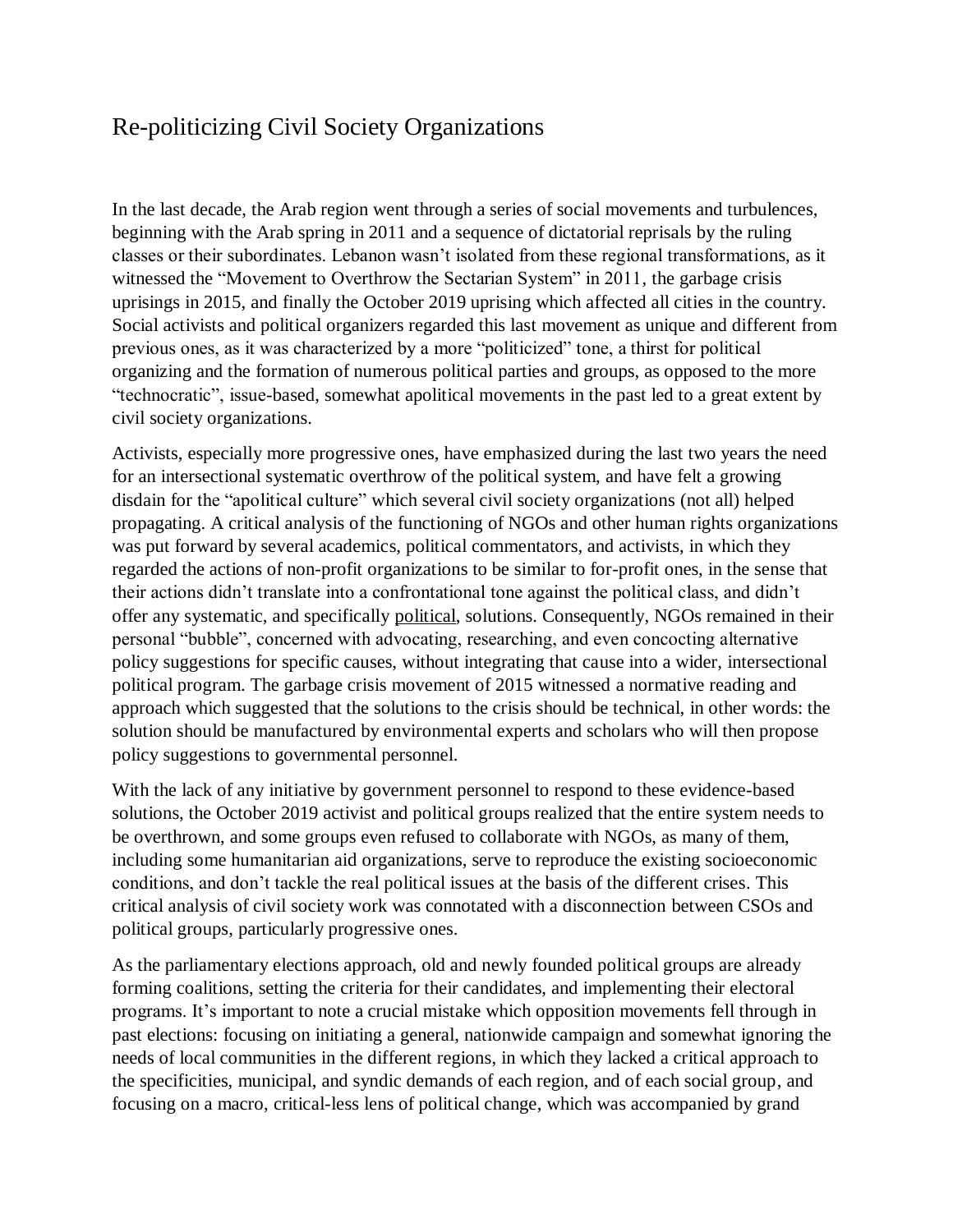# Re-politicizing Civil Society Organizations

In the last decade, the Arab region went through a series of social movements and turbulences, beginning with the Arab spring in 2011 and a sequence of dictatorial reprisals by the ruling classes or their subordinates. Lebanon wasn't isolated from these regional transformations, as it witnessed the "Movement to Overthrow the Sectarian System" in 2011, the garbage crisis uprisings in 2015, and finally the October 2019 uprising which affected all cities in the country. Social activists and political organizers regarded this last movement as unique and different from previous ones, as it was characterized by a more "politicized" tone, a thirst for political organizing and the formation of numerous political parties and groups, as opposed to the more "technocratic", issue-based, somewhat apolitical movements in the past led to a great extent by civil society organizations.

Activists, especially more progressive ones, have emphasized during the last two years the need for an intersectional systematic overthrow of the political system, and have felt a growing disdain for the "apolitical culture" which several civil society organizations (not all) helped propagating. A critical analysis of the functioning of NGOs and other human rights organizations was put forward by several academics, political commentators, and activists, in which they regarded the actions of non-profit organizations to be similar to for-profit ones, in the sense that their actions didn't translate into a confrontational tone against the political class, and didn't offer any systematic, and specifically <u>political</u>, solutions. Consequently, NGOs remained in their personal "bubble", concerned with advocating, researching, and even concocting alternative policy suggestions for specific causes, without integrating that cause into a wider, intersectional political program. The garbage crisis movement of 2015 witnessed a normative reading and approach which suggested that the solutions to the crisis should be technical, in other words: the solution should be manufactured by environmental experts and scholars who will then propose policy suggestions to governmental personnel.

With the lack of any initiative by government personnel to respond to these evidence-based solutions, the October 2019 activist and political groups realized that the entire system needs to be overthrown, and some groups even refused to collaborate with NGOs, as many of them, including some humanitarian aid organizations, serve to reproduce the existing socioeconomic conditions, and don't tackle the real political issues at the basis of the different crises. This critical analysis of civil society work was connotated with a disconnection between CSOs and political groups, particularly progressive ones.

As the parliamentary elections approach, old and newly founded political groups are already forming coalitions, setting the criteria for their candidates, and implementing their electoral programs. It's important to note a crucial mistake which opposition movements fell through in past elections: focusing on initiating a general, nationwide campaign and somewhat ignoring the needs of local communities in the different regions, in which they lacked a critical approach to the specificities, municipal, and syndic demands of each region, and of each social group, and focusing on a macro, critical-less lens of political change, which was accompanied by grand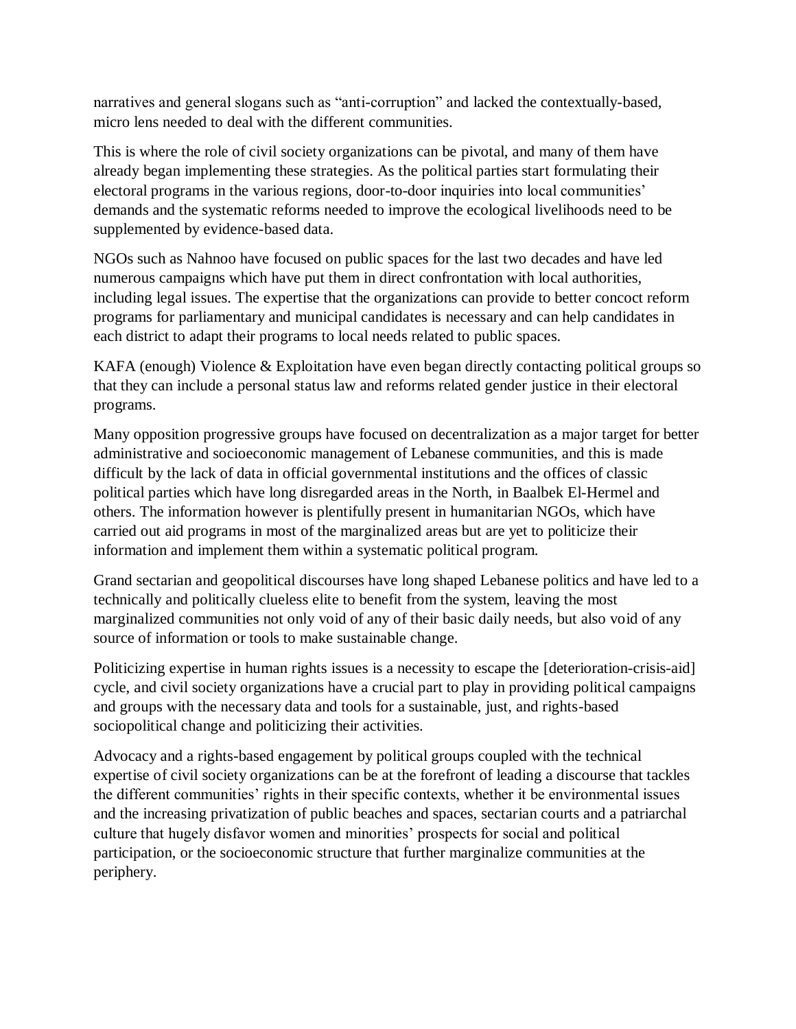narratives and general slogans such as "anti-corruption" and lacked the contextually-based, micro lens needed to deal with the different communities.

This is where the role of civil society organizations can be pivotal, and many of them have already began implementing these strategies. As the political parties start formulating their electoral programs in the various regions, door-to-door inquiries into local communities' demands and the systematic reforms needed to improve the ecological livelihoods need to be supplemented by evidence-based data.

NGOs such as Nahnoo have focused on public spaces for the last two decades and have led numerous campaigns which have put them in direct confrontation with local authorities, including legal issues. The expertise that the organizations can provide to better concoct reform programs for parliamentary and municipal candidates is necessary and can help candidates in each district to adapt their programs to local needs related to public spaces.

KAFA (enough) Violence & Exploitation have even began directly contacting political groups so that they can include a personal status law and reforms related gender justice in their electoral programs.

Many opposition progressive groups have focused on decentralization as a major target for better administrative and socioeconomic management of Lebanese communities, and this is made difficult by the lack of data in official governmental institutions and the offices of classic political parties which have long disregarded areas in the North, in Baalbek El-Hermel and others. The information however is plentifully present in humanitarian NGOs, which have carried out aid programs in most of the marginalized areas but are yet to politicize their information and implement them within a systematic political program.

Grand sectarian and geopolitical discourses have long shaped Lebanese politics and have led to a technically and politically clueless elite to benefit from the system, leaving the most marginalized communities not only void of any of their basic daily needs, but also void of any source of information or tools to make sustainable change.

Politicizing expertise in human rights issues is a necessity to escape the [deterioration-crisis-aid] cycle, and civil society organizations have a crucial part to play in providing political campaigns and groups with the necessary data and tools for a sustainable, just, and rights-based sociopolitical change and politicizing their activities.

Advocacy and a rights-based engagement by political groups coupled with the technical expertise of civil society organizations can be at the forefront of leading a discourse that tackles the different communities' rights in their specific contexts, whether it be environmental issues and the increasing privatization of public beaches and spaces, sectarian courts and a patriarchal culture that hugely disfavor women and minorities' prospects for social and political participation, or the socioeconomic structure that further marginalize communities at the periphery.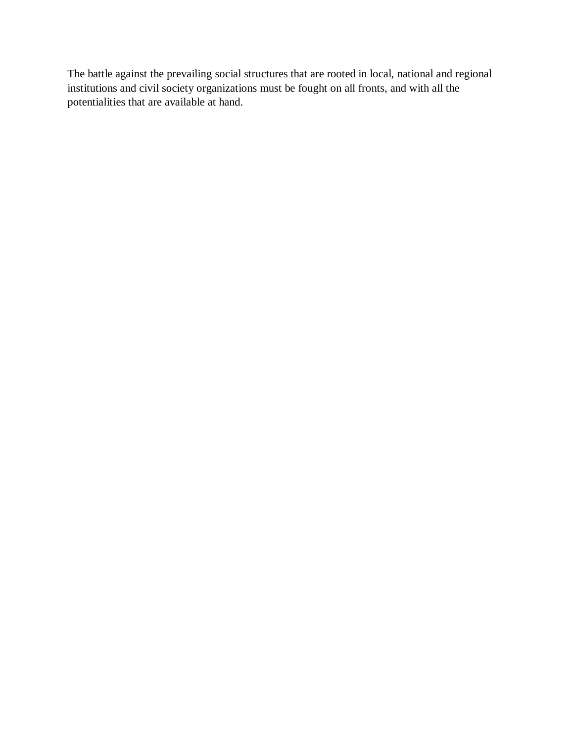The battle against the prevailing social structures that are rooted in local, national and regional institutions and civil society organizations must be fought on all fronts, and with all the potentialities that are available at hand.